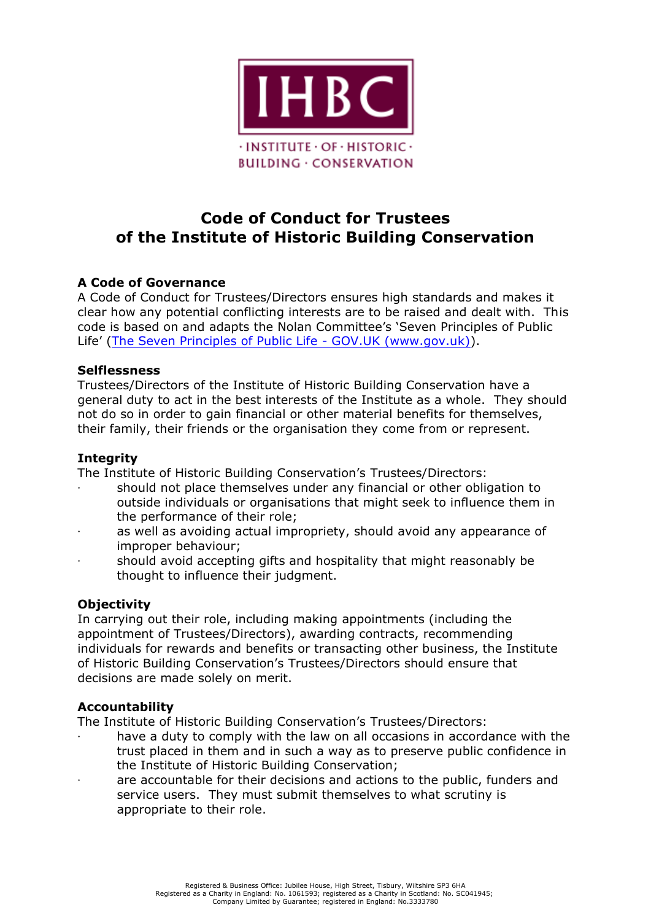IHBC

· INSTITUTE · OF · HISTORIC · BUILDING · CONSERVATION

# Code of Conduct for Trustees of the Institute of Historic Building Conservation

### A Code of Governance

A Code of Conduct for Trustees/Directors ensures high standards and makes it clear how any potential conflicting interests are to be raised and dealt with. This code is based on and adapts the Nolan Committee's 'Seven Principles of Public Life' (The Seven Principles of Public Life - GOV.UK (www.gov.uk)).

### Selflessness

Trustees/Directors of the Institute of Historic Building Conservation have a general duty to act in the best interests of the Institute as a whole. They should not do so in order to gain financial or other material benefits for themselves, their family, their friends or the organisation they come from or represent.

### Integrity

The Institute of Historic Building Conservation's Trustees/Directors:

- should not place themselves under any financial or other obligation to outside individuals or organisations that might seek to influence them in the performance of their role;
- as well as avoiding actual impropriety, should avoid any appearance of improper behaviour;
- should avoid accepting gifts and hospitality that might reasonably be thought to influence their judgment.

### Objectivity

In carrying out their role, including making appointments (including the appointment of Trustees/Directors), awarding contracts, recommending individuals for rewards and benefits or transacting other business, the Institute of Historic Building Conservation's Trustees/Directors should ensure that decisions are made solely on merit.

### Accountability

The Institute of Historic Building Conservation's Trustees/Directors:

- have a duty to comply with the law on all occasions in accordance with the trust placed in them and in such a way as to preserve public confidence in the Institute of Historic Building Conservation;
- are accountable for their decisions and actions to the public, funders and service users. They must submit themselves to what scrutiny is appropriate to their role.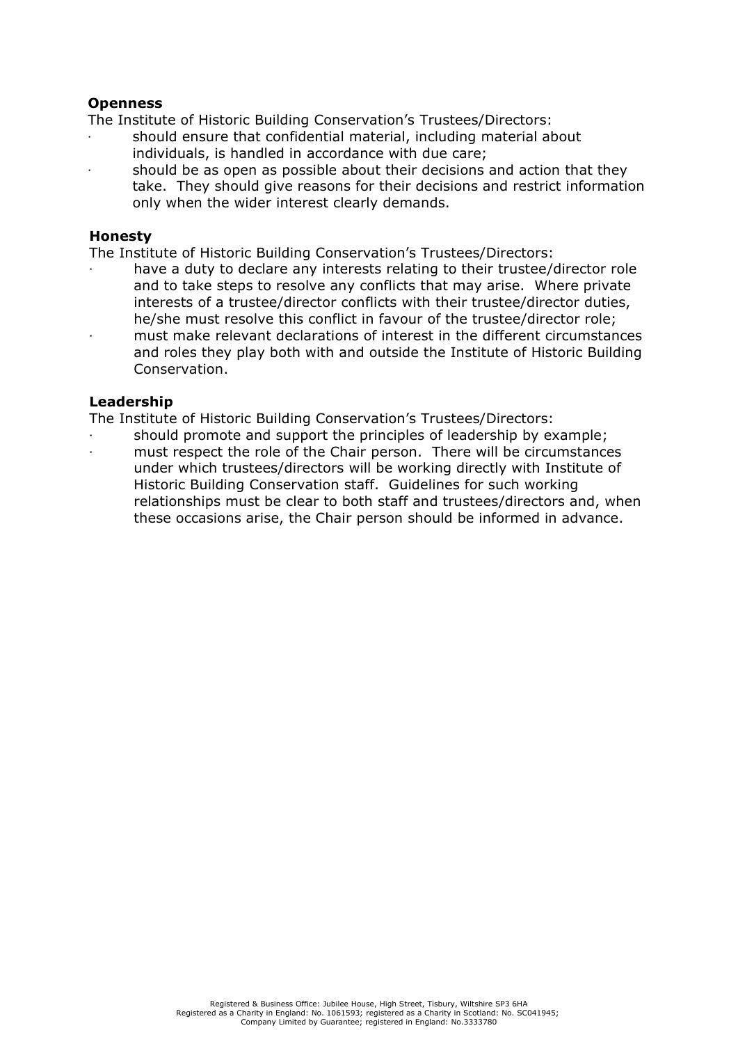**Openness**

The Institute of Historic Building Conservation's Trustees/Directors:

- should ensure that confidential material, including material about individuals, is handled in accordance with due care;
- should be as open as possible about their decisions and action that they take. They should give reasons for their decisions and restrict information only when the wider interest clearly demands.

**Honesty**

The Institute of Historic Building Conservation's Trustees/Directors:

- have a duty to declare any interests relating to their trustee/director role and to take steps to resolve any conflicts that may arise. Where private interests of a trustee/director conflicts with their trustee/director duties, he/she must resolve this conflict in favour of the trustee/director role;
- must make relevant declarations of interest in the different circumstances and roles they play both with and outside the Institute of Historic Building Conservation.

**Leadership**

The Institute of Historic Building Conservation's Trustees/Directors:

- should promote and support the principles of leadership by example;
- must respect the role of the Chair person. There will be circumstances under which trustees/directors will be working directly with Institute of Historic Building Conservation staff. Guidelines for such working relationships must be clear to both staff and trustees/directors and, when these occasions arise, the Chair person should be informed in advance.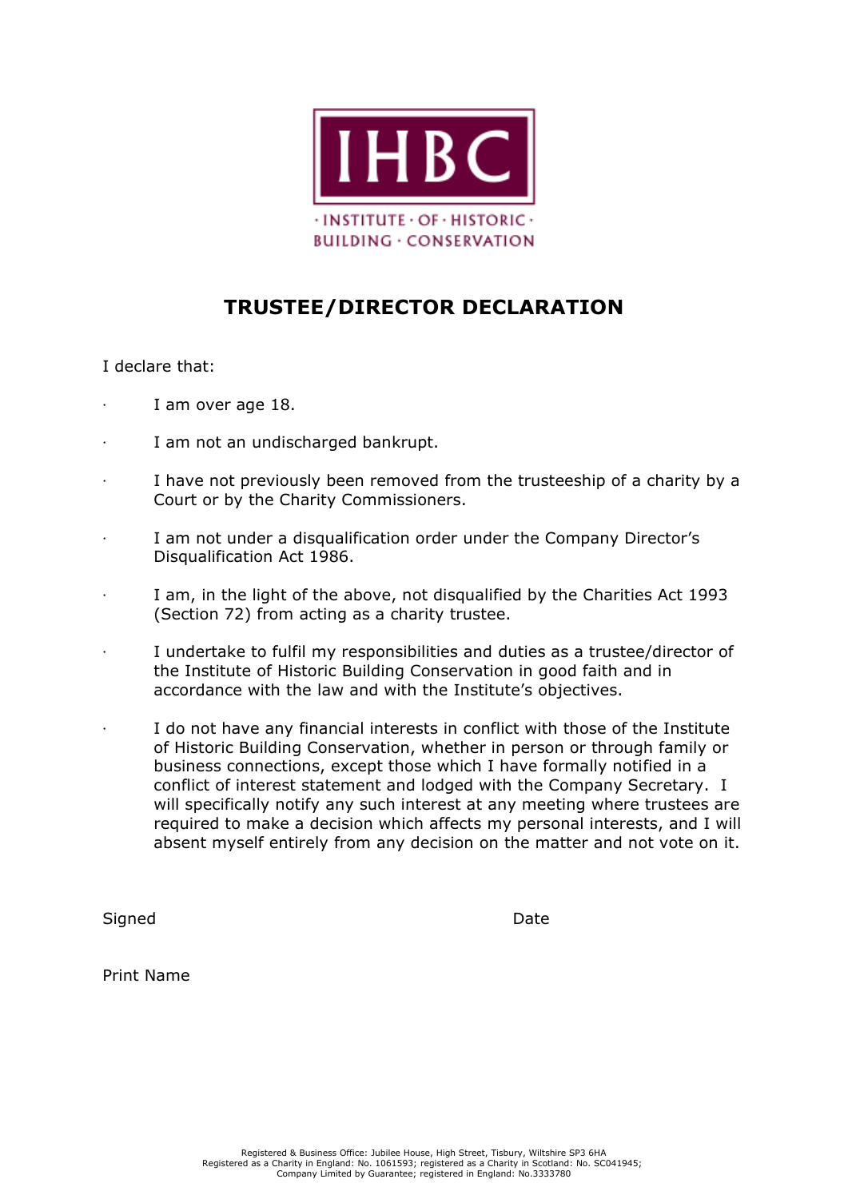IHBC

· INSTITUTE · OF · HISTORIC · BUILDING · CONSERVATION

# TRUSTEE/DIRECTOR DECLARATION

I declare that:

- I am over age 18.
- I am not an undischarged bankrupt.
- I have not previously been removed from the trusteeship of a charity by a Court or by the Charity Commissioners.
- I am not under a disqualification order under the Company Director's Disqualification Act 1986.
- I am, in the light of the above, not disqualified by the Charities Act 1993 (Section 72) from acting as a charity trustee.
- I undertake to fulfil my responsibilities and duties as a trustee/director of the Institute of Historic Building Conservation in good faith and in accordance with the law and with the Institute's objectives.
- I do not have any financial interests in conflict with those of the Institute of Historic Building Conservation, whether in person or through family or business connections, except those which I have formally notified in a conflict of interest statement and lodged with the Company Secretary. I will specifically notify any such interest at any meeting where trustees are required to make a decision which affects my personal interests, and I will absent myself entirely from any decision on the matter and not vote on it.

Signed Date

Print Name

Registered & Business Office: Jubilee House, High Street, Tisbury, Wiltshire SP3 6HA
Registered as a Charity in England: No. 1061593; registered as a Charity in Scotland: No. SC041945;
Company Limited by Guarantee; registered in England: No.3333780